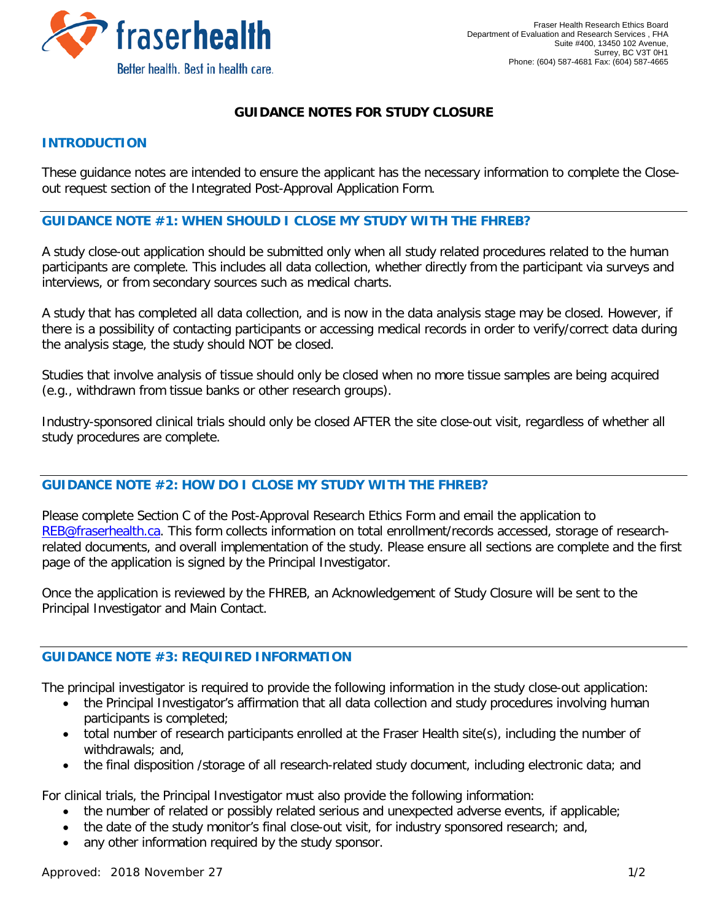Fraser Health Research Ethics Board
Department of Evaluation and Research Services , FHA
Suite #400, 13450 102 Avenue,
Surrey, BC V3T 0H1
Phone: (604) 587-4681 Fax: (604) 587-4665

# GUIDANCE NOTES FOR STUDY CLOSURE

## INTRODUCTION

These guidance notes are intended to ensure the applicant has the necessary information to complete the Close-out request section of the Integrated Post-Approval Application Form.

## GUIDANCE NOTE #1: WHEN SHOULD I CLOSE MY STUDY WITH THE FHREB?

A study close-out application should be submitted only when all study related procedures related to the human participants are complete. This includes all data collection, whether directly from the participant via surveys and interviews, or from secondary sources such as medical charts.

A study that has completed all data collection, and is now in the data analysis stage may be closed. However, if there is a possibility of contacting participants or accessing medical records in order to verify/correct data during the analysis stage, the study should NOT be closed.

Studies that involve analysis of tissue should only be closed when no more tissue samples are being acquired (e.g., withdrawn from tissue banks or other research groups).

Industry-sponsored clinical trials should only be closed AFTER the site close-out visit, regardless of whether all study procedures are complete.

## GUIDANCE NOTE #2: HOW DO I CLOSE MY STUDY WITH THE FHREB?

Please complete Section C of the Post-Approval Research Ethics Form and email the application to REB@fraserhealth.ca. This form collects information on total enrollment/records accessed, storage of research-related documents, and overall implementation of the study. Please ensure all sections are complete and the first page of the application is signed by the Principal Investigator.

Once the application is reviewed by the FHREB, an Acknowledgement of Study Closure will be sent to the Principal Investigator and Main Contact.

## GUIDANCE NOTE #3: REQUIRED INFORMATION

The principal investigator is required to provide the following information in the study close-out application:

- the Principal Investigator's affirmation that all data collection and study procedures involving human participants is completed;
- total number of research participants enrolled at the Fraser Health site(s), including the number of withdrawals; and,
- the final disposition /storage of all research-related study document, including electronic data; and

For clinical trials, the Principal Investigator must also provide the following information:

- the number of related or possibly related serious and unexpected adverse events, if applicable;
- the date of the study monitor's final close-out visit, for industry sponsored research; and,
- any other information required by the study sponsor.

Approved: 2018 November 27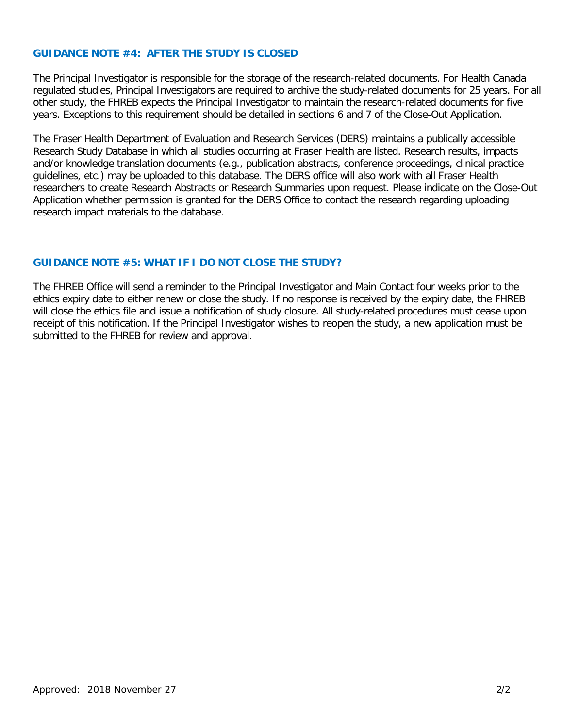## GUIDANCE NOTE #4: AFTER THE STUDY IS CLOSED

The Principal Investigator is responsible for the storage of the research-related documents. For Health Canada regulated studies, Principal Investigators are required to archive the study-related documents for 25 years. For all other study, the FHREB expects the Principal Investigator to maintain the research-related documents for five years. Exceptions to this requirement should be detailed in sections 6 and 7 of the Close-Out Application.

The Fraser Health Department of Evaluation and Research Services (DERS) maintains a publically accessible Research Study Database in which all studies occurring at Fraser Health are listed. Research results, impacts and/or knowledge translation documents (e.g., publication abstracts, conference proceedings, clinical practice guidelines, etc.) may be uploaded to this database. The DERS office will also work with all Fraser Health researchers to create Research Abstracts or Research Summaries upon request. Please indicate on the Close-Out Application whether permission is granted for the DERS Office to contact the research regarding uploading research impact materials to the database.

## GUIDANCE NOTE #5: WHAT IF I DO NOT CLOSE THE STUDY?

The FHREB Office will send a reminder to the Principal Investigator and Main Contact four weeks prior to the ethics expiry date to either renew or close the study. If no response is received by the expiry date, the FHREB will close the ethics file and issue a notification of study closure. All study-related procedures must cease upon receipt of this notification. If the Principal Investigator wishes to reopen the study, a new application must be submitted to the FHREB for review and approval.

Approved: 2018 November 27